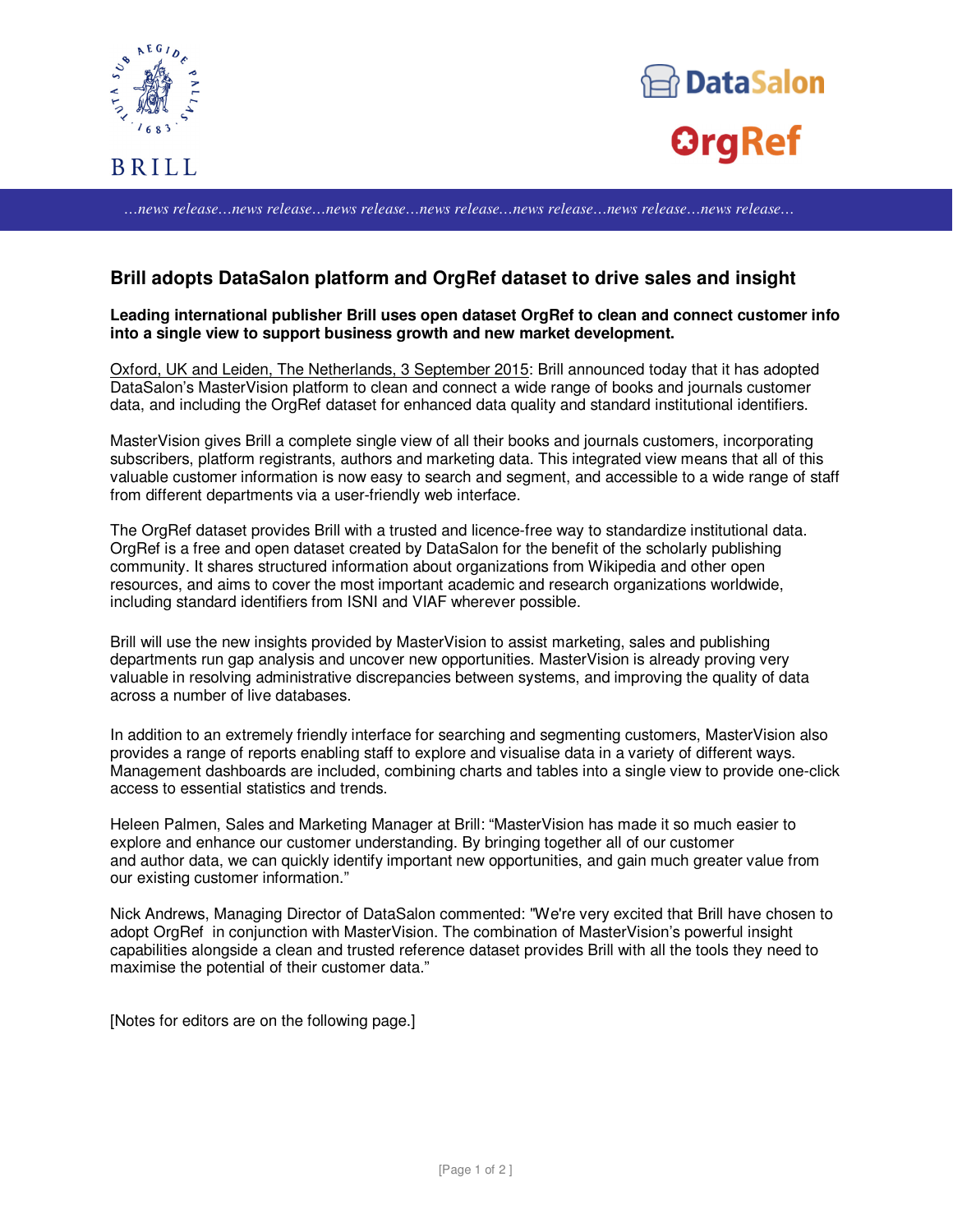…news release…news release…news release…news release…news release…news release…news release…

# Brill adopts DataSalon platform and OrgRef dataset to drive sales and insight

**Leading international publisher Brill uses open dataset OrgRef to clean and connect customer info into a single view to support business growth and new market development.**

Oxford, UK and Leiden, The Netherlands, 3 September 2015: Brill announced today that it has adopted DataSalon's MasterVision platform to clean and connect a wide range of books and journals customer data, and including the OrgRef dataset for enhanced data quality and standard institutional identifiers.

MasterVision gives Brill a complete single view of all their books and journals customers, incorporating subscribers, platform registrants, authors and marketing data. This integrated view means that all of this valuable customer information is now easy to search and segment, and accessible to a wide range of staff from different departments via a user-friendly web interface.

The OrgRef dataset provides Brill with a trusted and licence-free way to standardize institutional data. OrgRef is a free and open dataset created by DataSalon for the benefit of the scholarly publishing community. It shares structured information about organizations from Wikipedia and other open resources, and aims to cover the most important academic and research organizations worldwide, including standard identifiers from ISNI and VIAF wherever possible.

Brill will use the new insights provided by MasterVision to assist marketing, sales and publishing departments run gap analysis and uncover new opportunities. MasterVision is already proving very valuable in resolving administrative discrepancies between systems, and improving the quality of data across a number of live databases.

In addition to an extremely friendly interface for searching and segmenting customers, MasterVision also provides a range of reports enabling staff to explore and visualise data in a variety of different ways. Management dashboards are included, combining charts and tables into a single view to provide one-click access to essential statistics and trends.

Heleen Palmen, Sales and Marketing Manager at Brill: "MasterVision has made it so much easier to explore and enhance our customer understanding. By bringing together all of our customer and author data, we can quickly identify important new opportunities, and gain much greater value from our existing customer information."

Nick Andrews, Managing Director of DataSalon commented: "We're very excited that Brill have chosen to adopt OrgRef in conjunction with MasterVision. The combination of MasterVision's powerful insight capabilities alongside a clean and trusted reference dataset provides Brill with all the tools they need to maximise the potential of their customer data."

[Notes for editors are on the following page.]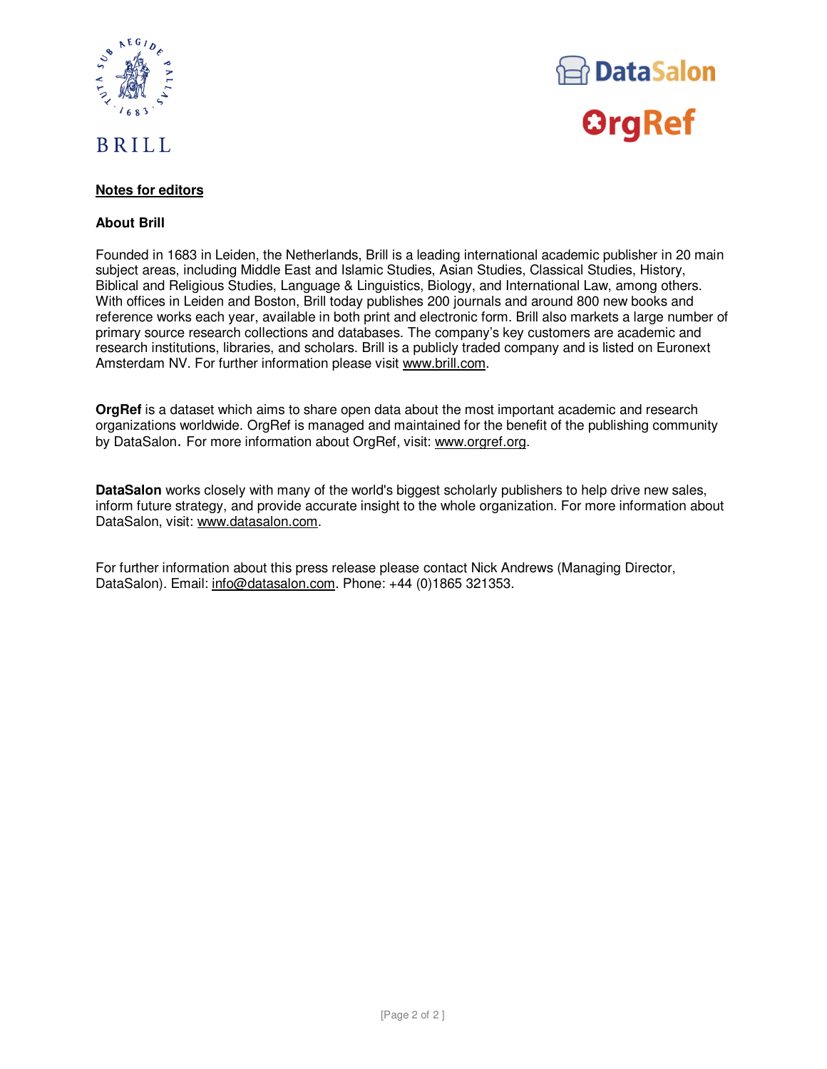**Notes for editors**

**About Brill**

Founded in 1683 in Leiden, the Netherlands, Brill is a leading international academic publisher in 20 main subject areas, including Middle East and Islamic Studies, Asian Studies, Classical Studies, History, Biblical and Religious Studies, Language & Linguistics, Biology, and International Law, among others. With offices in Leiden and Boston, Brill today publishes 200 journals and around 800 new books and reference works each year, available in both print and electronic form. Brill also markets a large number of primary source research collections and databases. The company's key customers are academic and research institutions, libraries, and scholars. Brill is a publicly traded company and is listed on Euronext Amsterdam NV. For further information please visit www.brill.com.

**OrgRef** is a dataset which aims to share open data about the most important academic and research organizations worldwide. OrgRef is managed and maintained for the benefit of the publishing community by DataSalon. For more information about OrgRef, visit: www.orgref.org.

**DataSalon** works closely with many of the world's biggest scholarly publishers to help drive new sales, inform future strategy, and provide accurate insight to the whole organization. For more information about DataSalon, visit: www.datasalon.com.

For further information about this press release please contact Nick Andrews (Managing Director, DataSalon). Email: info@datasalon.com. Phone: +44 (0)1865 321353.